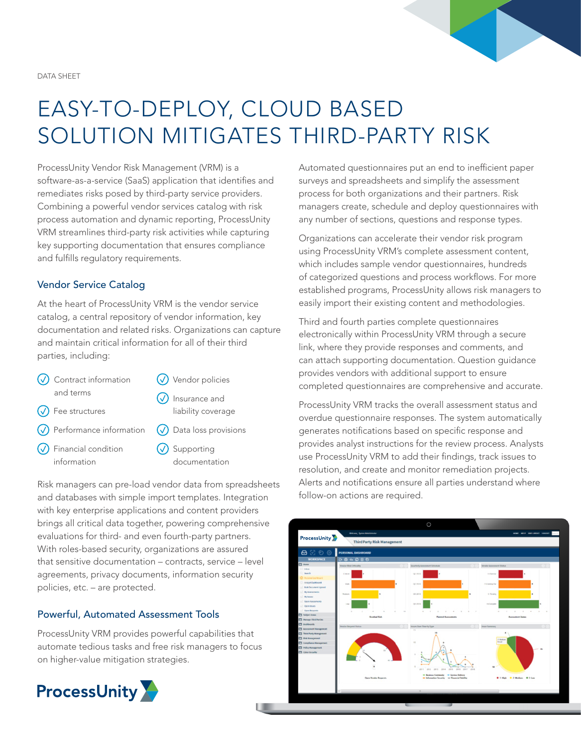DATA SHEET

# EASY-TO-DEPLOY, CLOUD BASED SOLUTION MITIGATES THIRD-PARTY RISK

ProcessUnity Vendor Risk Management (VRM) is a software-as-a-service (SaaS) application that identifies and remediates risks posed by third-party service providers. Combining a powerful vendor services catalog with risk process automation and dynamic reporting, ProcessUnity VRM streamlines third-party risk activities while capturing key supporting documentation that ensures compliance and fulfills regulatory requirements.

## Vendor Service Catalog

At the heart of ProcessUnity VRM is the vendor service catalog, a central repository of vendor information, key documentation and related risks. Organizations can capture and maintain critical information for all of their third parties, including:

- Contract information and terms
- Fee structures
- Performance information
- Financial condition information
- Vendor policies
- Insurance and liability coverage
- Data loss provisions
- Supporting documentation

Risk managers can pre-load vendor data from spreadsheets and databases with simple import templates. Integration with key enterprise applications and content providers brings all critical data together, powering comprehensive evaluations for third- and even fourth-party partners. With roles-based security, organizations are assured that sensitive documentation – contracts, service – level agreements, privacy documents, information security policies, etc. – are protected.

## Powerful, Automated Assessment Tools

ProcessUnity VRM provides powerful capabilities that automate tedious tasks and free risk managers to focus on higher-value mitigation strategies.

Automated questionnaires put an end to inefficient paper surveys and spreadsheets and simplify the assessment process for both organizations and their partners. Risk managers create, schedule and deploy questionnaires with any number of sections, questions and response types.

Organizations can accelerate their vendor risk program using ProcessUnity VRM's complete assessment content, which includes sample vendor questionnaires, hundreds of categorized questions and process workflows. For more established programs, ProcessUnity allows risk managers to easily import their existing content and methodologies.

Third and fourth parties complete questionnaires electronically within ProcessUnity VRM through a secure link, where they provide responses and comments, and can attach supporting documentation. Question guidance provides vendors with additional support to ensure completed questionnaires are comprehensive and accurate.

ProcessUnity VRM tracks the overall assessment status and overdue questionnaire responses. The system automatically generates notifications based on specific response and provides analyst instructions for the review process. Analysts use ProcessUnity VRM to add their findings, track issues to resolution, and create and monitor remediation projects. Alerts and notifications ensure all parties understand where follow-on actions are required.

ProcessUnity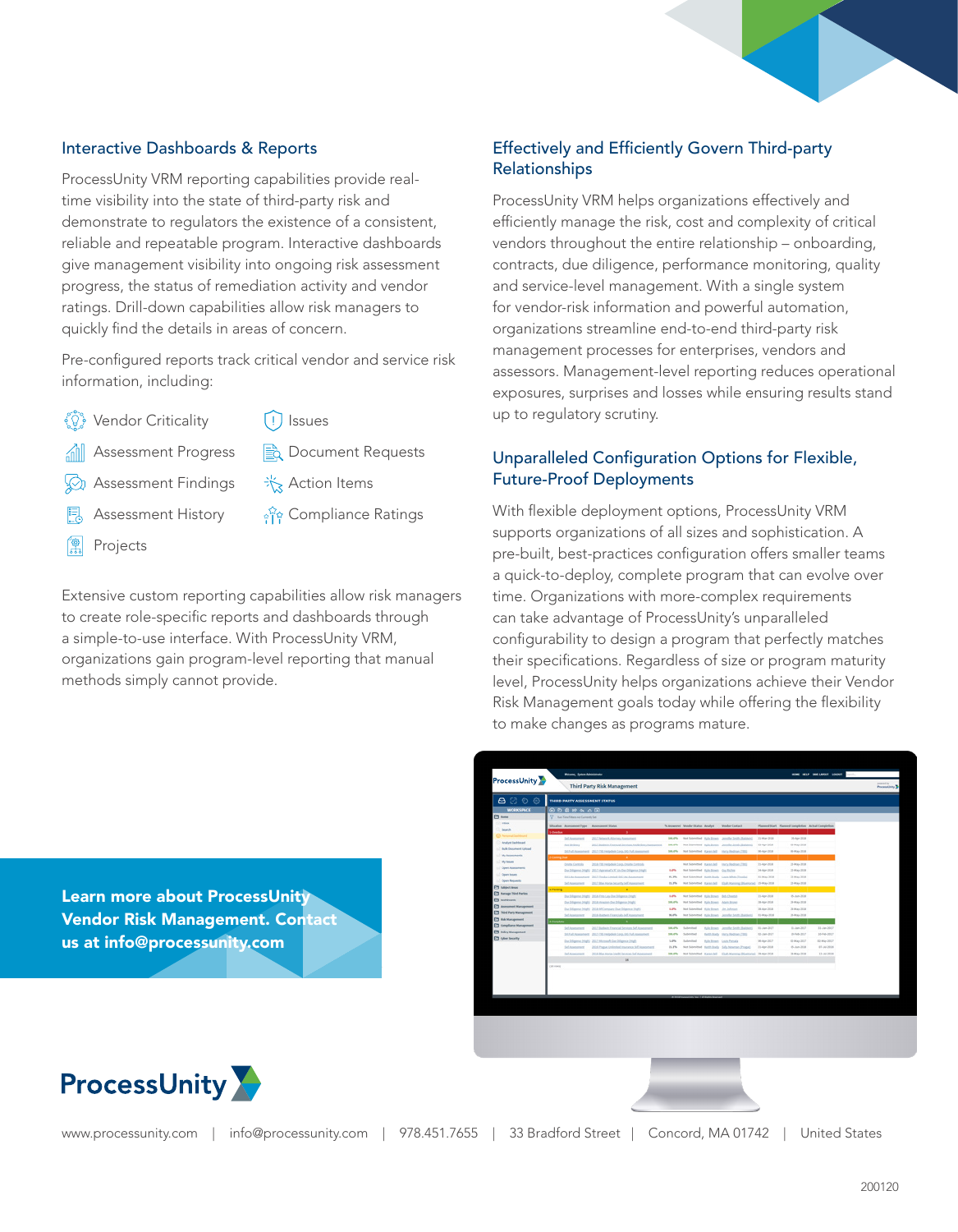## Interactive Dashboards & Reports

ProcessUnity VRM reporting capabilities provide real-time visibility into the state of third-party risk and demonstrate to regulators the existence of a consistent, reliable and repeatable program. Interactive dashboards give management visibility into ongoing risk assessment progress, the status of remediation activity and vendor ratings. Drill-down capabilities allow risk managers to quickly find the details in areas of concern.

Pre-configured reports track critical vendor and service risk information, including:

- Vendor Criticality
- Assessment Progress
- Assessment Findings
- Assessment History
- Projects
- Issues
- Document Requests
- Action Items
- Compliance Ratings

Extensive custom reporting capabilities allow risk managers to create role-specific reports and dashboards through a simple-to-use interface. With ProcessUnity VRM, organizations gain program-level reporting that manual methods simply cannot provide.

## Effectively and Efficiently Govern Third-party Relationships

ProcessUnity VRM helps organizations effectively and efficiently manage the risk, cost and complexity of critical vendors throughout the entire relationship – onboarding, contracts, due diligence, performance monitoring, quality and service-level management. With a single system for vendor-risk information and powerful automation, organizations streamline end-to-end third-party risk management processes for enterprises, vendors and assessors. Management-level reporting reduces operational exposures, surprises and losses while ensuring results stand up to regulatory scrutiny.

## Unparalleled Configuration Options for Flexible, Future-Proof Deployments

With flexible deployment options, ProcessUnity VRM supports organizations of all sizes and sophistication. A pre-built, best-practices configuration offers smaller teams a quick-to-deploy, complete program that can evolve over time. Organizations with more-complex requirements can take advantage of ProcessUnity's unparalleled configurability to design a program that perfectly matches their specifications. Regardless of size or program maturity level, ProcessUnity helps organizations achieve their Vendor Risk Management goals today while offering the flexibility to make changes as programs mature.

**Learn more about ProcessUnity Vendor Risk Management. Contact us at info@processunity.com**

ProcessUnity

www.processunity.com | info@processunity.com | 978.451.7655 | 33 Bradford Street | Concord, MA 01742 | United States

200120